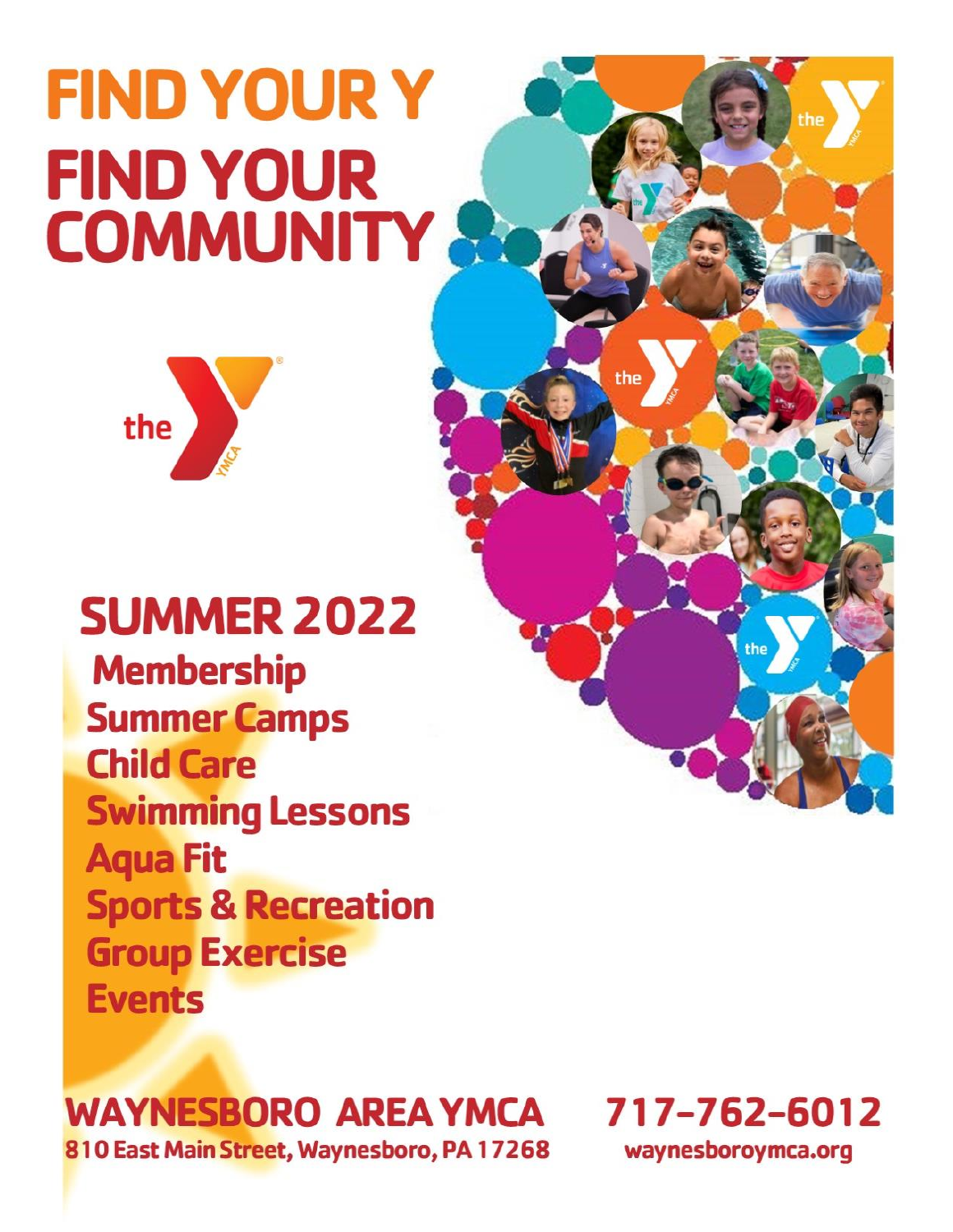# FIND YOUR Y

# FIND YOUR COMMUNITY

## SUMMER 2022

- Membership
- Summer Camps
- Child Care
- Swimming Lessons
- Aqua Fit
- Sports & Recreation
- Group Exercise
- Events

**WAYNESBORO AREA YMCA**
810 East Main Street, Waynesboro, PA 17268

**717-762-6012**
waynesboroymca.org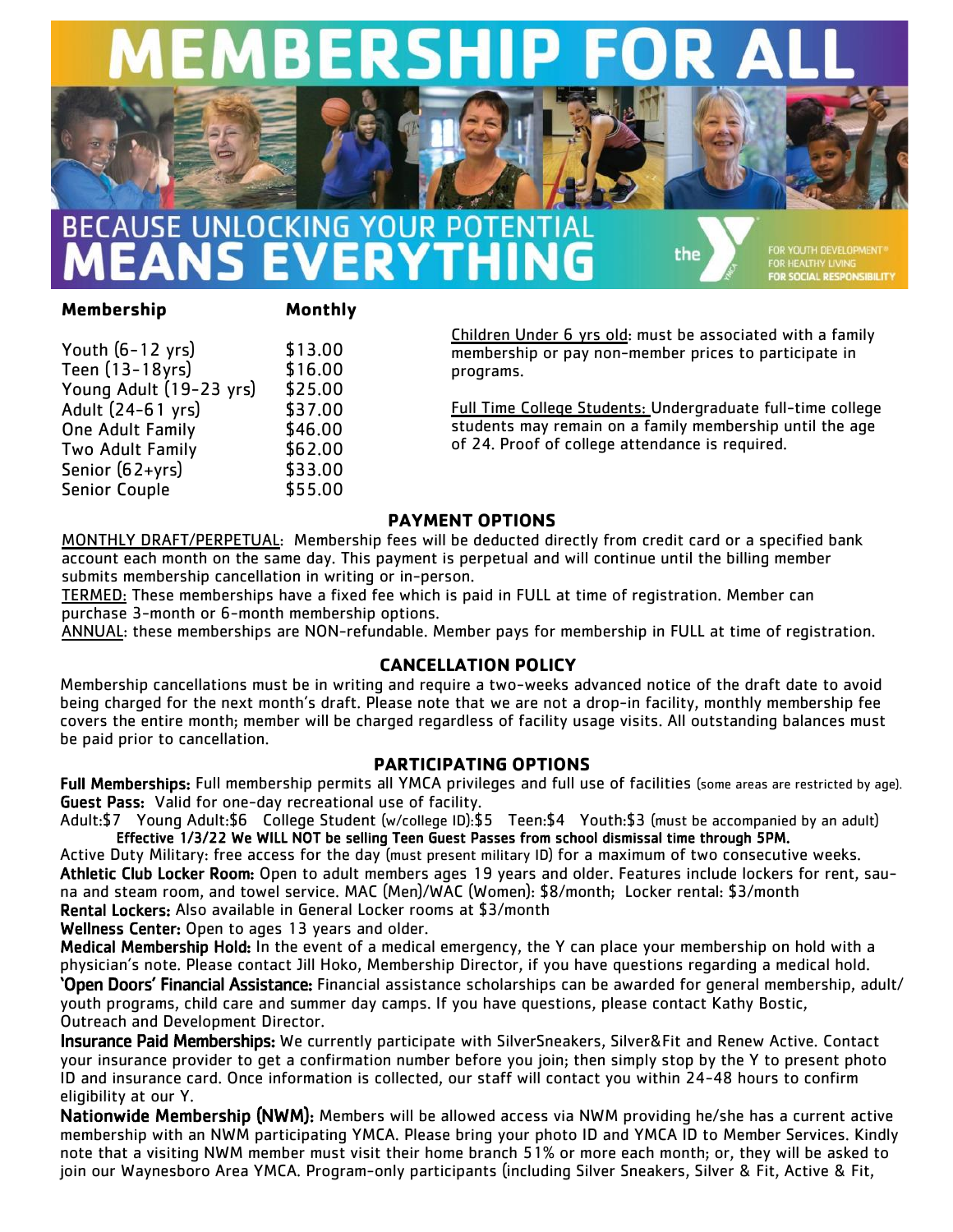# MEMBERSHIP FOR ALL

## BECAUSE UNLOCKING YOUR POTENTIAL MEANS EVERYTHING

the Y — FOR YOUTH DEVELOPMENT® FOR HEALTHY LIVING FOR SOCIAL RESPONSIBILITY

| Membership | Monthly |
|---|---|
| Youth (6-12 yrs) | $13.00 |
| Teen (13-18yrs) | $16.00 |
| Young Adult (19-23 yrs) | $25.00 |
| Adult (24-61 yrs) | $37.00 |
| One Adult Family | $46.00 |
| Two Adult Family | $62.00 |
| Senior (62+yrs) | $33.00 |
| Senior Couple | $55.00 |

Children Under 6 yrs old: must be associated with a family membership or pay non-member prices to participate in programs.

Full Time College Students: Undergraduate full-time college students may remain on a family membership until the age of 24. Proof of college attendance is required.

### PAYMENT OPTIONS

MONTHLY DRAFT/PERPETUAL: Membership fees will be deducted directly from credit card or a specified bank account each month on the same day. This payment is perpetual and will continue until the billing member submits membership cancellation in writing or in-person.

TERMED: These memberships have a fixed fee which is paid in FULL at time of registration. Member can purchase 3-month or 6-month membership options.

ANNUAL: these memberships are NON-refundable. Member pays for membership in FULL at time of registration.

### CANCELLATION POLICY

Membership cancellations must be in writing and require a two-weeks advanced notice of the draft date to avoid being charged for the next month's draft. Please note that we are not a drop-in facility, monthly membership fee covers the entire month; member will be charged regardless of facility usage visits. All outstanding balances must be paid prior to cancellation.

### PARTICIPATING OPTIONS

**Full Memberships:** Full membership permits all YMCA privileges and full use of facilities (some areas are restricted by age).

**Guest Pass:** Valid for one-day recreational use of facility.

Adult:$7 Young Adult:$6 College Student (w/college ID):$5 Teen:$4 Youth:$3 (must be accompanied by an adult)

**Effective 1/3/22 We WILL NOT be selling Teen Guest Passes from school dismissal time through 5PM.**

Active Duty Military: free access for the day (must present military ID) for a maximum of two consecutive weeks.

**Athletic Club Locker Room:** Open to adult members ages 19 years and older. Features include lockers for rent, sauna and steam room, and towel service. MAC (Men)/WAC (Women): $8/month; Locker rental: $3/month

**Rental Lockers:** Also available in General Locker rooms at $3/month

**Wellness Center:** Open to ages 13 years and older.

**Medical Membership Hold:** In the event of a medical emergency, the Y can place your membership on hold with a physician's note. Please contact Jill Hoko, Membership Director, if you have questions regarding a medical hold.

**'Open Doors' Financial Assistance:** Financial assistance scholarships can be awarded for general membership, adult/youth programs, child care and summer day camps. If you have questions, please contact Kathy Bostic, Outreach and Development Director.

**Insurance Paid Memberships:** We currently participate with SilverSneakers, Silver&Fit and Renew Active. Contact your insurance provider to get a confirmation number before you join; then simply stop by the Y to present photo ID and insurance card. Once information is collected, our staff will contact you within 24-48 hours to confirm eligibility at our Y.

**Nationwide Membership (NWM):** Members will be allowed access via NWM providing he/she has a current active membership with an NWM participating YMCA. Please bring your photo ID and YMCA ID to Member Services. Kindly note that a visiting NWM member must visit their home branch 51% or more each month; or, they will be asked to join our Waynesboro Area YMCA. Program-only participants (including Silver Sneakers, Silver & Fit, Active & Fit,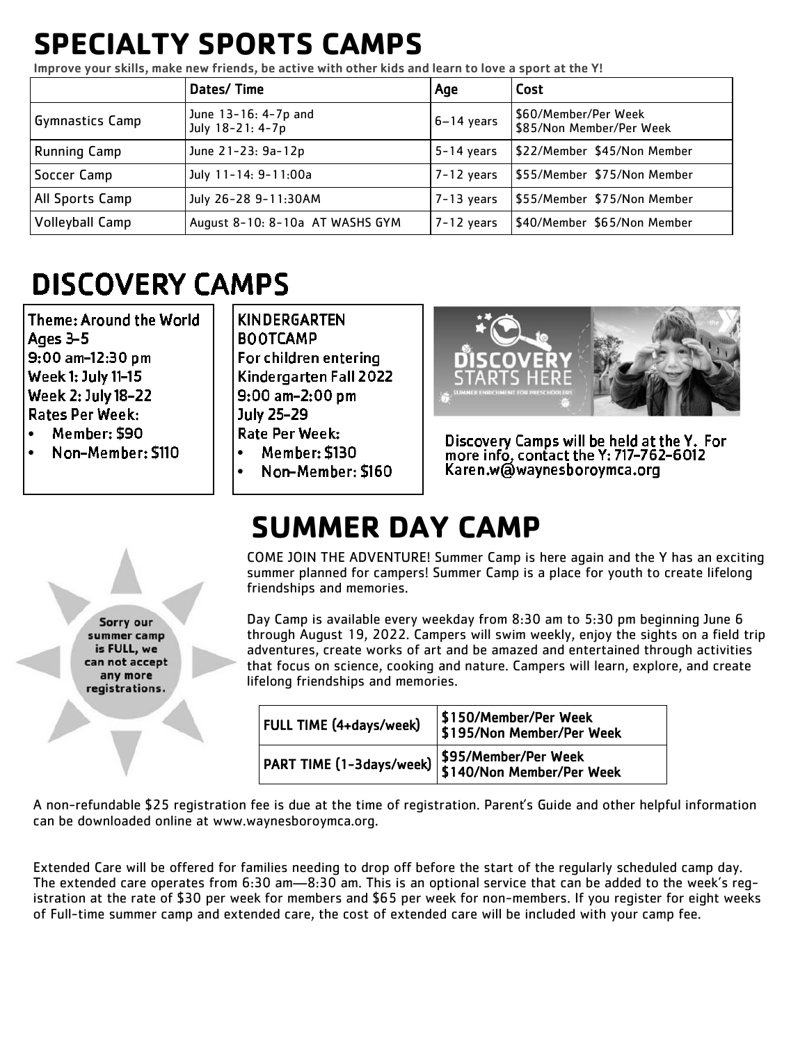# SPECIALTY SPORTS CAMPS

Improve your skills, make new friends, be active with other kids and learn to love a sport at the Y!

| | Dates/ Time | Age | Cost |
|---|---|---|---|
| Gymnastics Camp | June 13-16: 4-7p and July 18-21: 4-7p | 6–14 years | $60/Member/Per Week $85/Non Member/Per Week |
| Running Camp | June 21-23: 9a-12p | 5-14 years | $22/Member $45/Non Member |
| Soccer Camp | July 11-14: 9-11:00a | 7-12 years | $55/Member $75/Non Member |
| All Sports Camp | July 26-28 9-11:30AM | 7-13 years | $55/Member $75/Non Member |
| Volleyball Camp | August 8-10: 8-10a AT WASHS GYM | 7-12 years | $40/Member $65/Non Member |

# DISCOVERY CAMPS

Theme: Around the World
Ages 3-5
9:00 am-12:30 pm
Week 1: July 11-15
Week 2: July 18-22
Rates Per Week:

- Member: $90
- Non-Member: $110

KINDERGARTEN BOOTCAMP
For children entering Kindergarten Fall 2022
9:00 am-2:00 pm
July 25-29
Rate Per Week:

- Member: $130
- Non-Member: $160

DISCOVERY STARTS HERE
SUMMER ENRICHMENT FOR PRESCHOOLERS

Discovery Camps will be held at the Y. For more info, contact the Y: 717-762-6012 Karen.w@waynesboroymca.org

# SUMMER DAY CAMP

Sorry our summer camp is FULL, we can not accept any more registrations.

COME JOIN THE ADVENTURE! Summer Camp is here again and the Y has an exciting summer planned for campers! Summer Camp is a place for youth to create lifelong friendships and memories.

Day Camp is available every weekday from 8:30 am to 5:30 pm beginning June 6 through August 19, 2022. Campers will swim weekly, enjoy the sights on a field trip adventures, create works of art and be amazed and entertained through activities that focus on science, cooking and nature. Campers will learn, explore, and create lifelong friendships and memories.

| FULL TIME (4+days/week) | $150/Member/Per Week $195/Non Member/Per Week |
|---|---|
| PART TIME (1-3days/week) | $95/Member/Per Week $140/Non Member/Per Week |

A non-refundable $25 registration fee is due at the time of registration. Parent's Guide and other helpful information can be downloaded online at www.waynesboroymca.org.

Extended Care will be offered for families needing to drop off before the start of the regularly scheduled camp day. The extended care operates from 6:30 am—8:30 am. This is an optional service that can be added to the week's registration at the rate of $30 per week for members and $65 per week for non-members. If you register for eight weeks of Full-time summer camp and extended care, the cost of extended care will be included with your camp fee.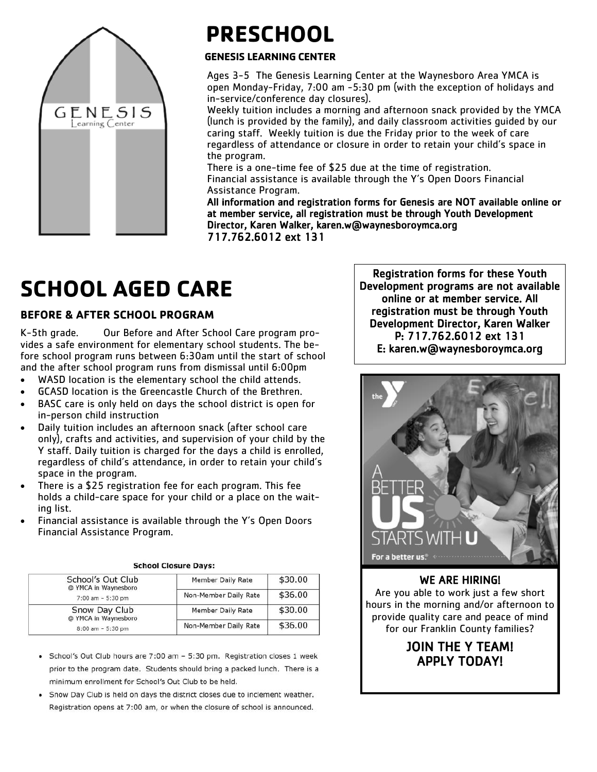# PRESCHOOL

### GENESIS LEARNING CENTER

Ages 3-5 The Genesis Learning Center at the Waynesboro Area YMCA is open Monday-Friday, 7:00 am -5:30 pm (with the exception of holidays and in-service/conference day closures).

Weekly tuition includes a morning and afternoon snack provided by the YMCA (lunch is provided by the family), and daily classroom activities guided by our caring staff. Weekly tuition is due the Friday prior to the week of care regardless of attendance or closure in order to retain your child's space in the program.

There is a one-time fee of $25 due at the time of registration.

Financial assistance is available through the Y's Open Doors Financial Assistance Program.

**All information and registration forms for Genesis are NOT available online or at member service, all registration must be through Youth Development Director, Karen Walker, karen.w@waynesboroymca.org 717.762.6012 ext 131**

# SCHOOL AGED CARE

### BEFORE & AFTER SCHOOL PROGRAM

K-5th grade. Our Before and After School Care program provides a safe environment for elementary school students. The before school program runs between 6:30am until the start of school and the after school program runs from dismissal until 6:00pm

- WASD location is the elementary school the child attends.
- GCASD location is the Greencastle Church of the Brethren.
- BASC care is only held on days the school district is open for in-person child instruction
- Daily tuition includes an afternoon snack (after school care only), crafts and activities, and supervision of your child by the Y staff. Daily tuition is charged for the days a child is enrolled, regardless of child's attendance, in order to retain your child's space in the program.
- There is a $25 registration fee for each program. This fee holds a child-care space for your child or a place on the waiting list.
- Financial assistance is available through the Y's Open Doors Financial Assistance Program.

**School Closure Days:**

| Program | Rate | Amount |
|---|---|---|
| School's Out Club @ YMCA in Waynesboro 7:00 am - 5:30 pm | Member Daily Rate | $30.00 |
| | Non-Member Daily Rate | $36.00 |
| Snow Day Club @ YMCA in Waynesboro 8:00 am - 5:30 pm | Member Daily Rate | $30.00 |
| | Non-Member Daily Rate | $36.00 |

- School's Out Club hours are 7:00 am – 5:30 pm. Registration closes 1 week prior to the program date. Students should bring a packed lunch. There is a minimum enrollment for School's Out Club to be held.
- Snow Day Club is held on days the district closes due to inclement weather. Registration opens at 7:00 am, or when the closure of school is announced.

**Registration forms for these Youth Development programs are not available online or at member service. All registration must be through Youth Development Director, Karen Walker**
**P: 717.762.6012 ext 131**
**E: karen.w@waynesboroymca.org**

**WE ARE HIRING!**

Are you able to work just a few short hours in the morning and/or afternoon to provide quality care and peace of mind for our Franklin County families?

**JOIN THE Y TEAM!**
**APPLY TODAY!**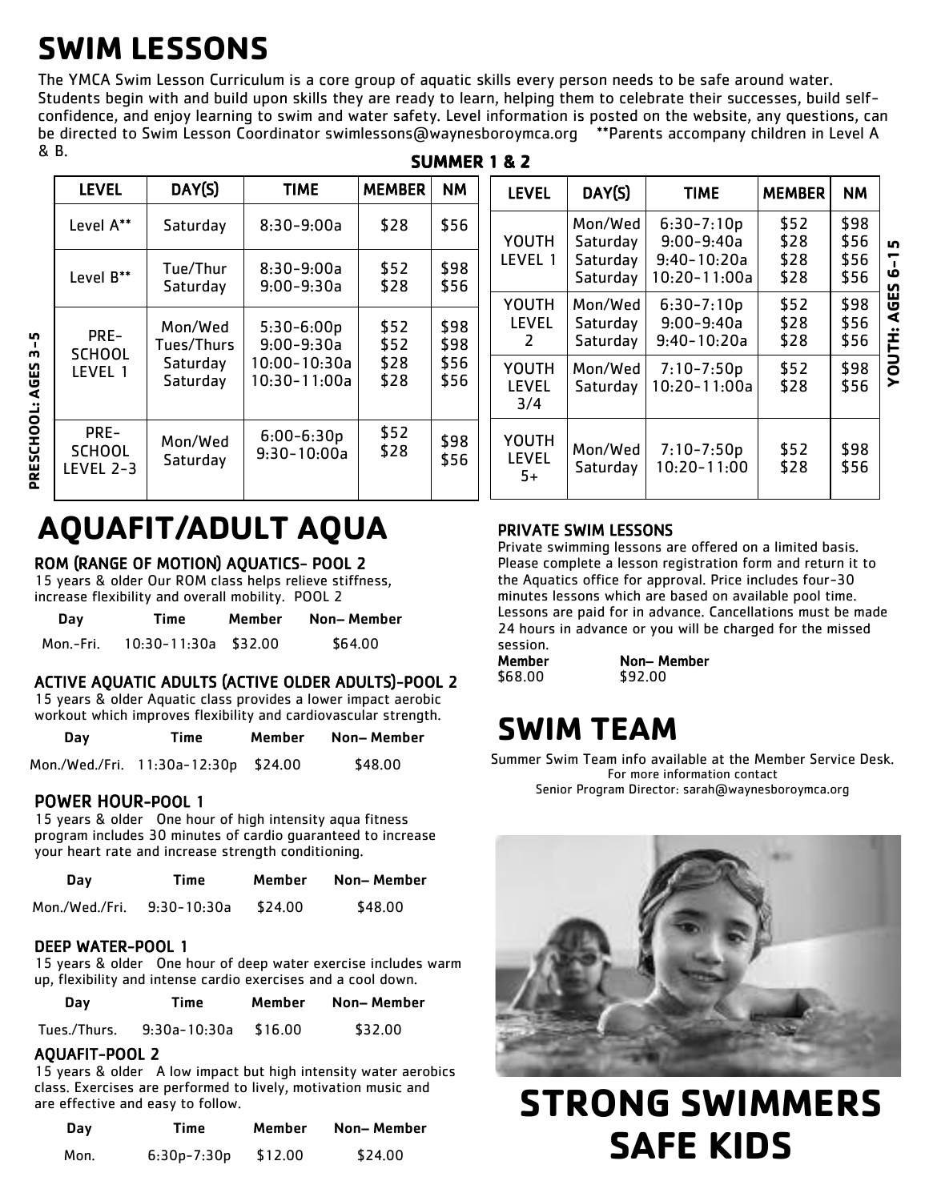# SWIM LESSONS

The YMCA Swim Lesson Curriculum is a core group of aquatic skills every person needs to be safe around water. Students begin with and build upon skills they are ready to learn, helping them to celebrate their successes, build self-confidence, and enjoy learning to swim and water safety. Level information is posted on the website, any questions, can be directed to Swim Lesson Coordinator swimlessons@waynesboroymca.org **Parents accompany children in Level A & B.

## SUMMER 1 & 2

**PRESCHOOL: AGES 3-5**

| LEVEL | DAY(S) | TIME | MEMBER | NM |
|---|---|---|---|---|
| Level A** | Saturday | 8:30-9:00a | $28 | $56 |
| Level B** | Tue/Thur<br>Saturday | 8:30-9:00a<br>9:00-9:30a | $52<br>$28 | $98<br>$56 |
| PRE-SCHOOL LEVEL 1 | Mon/Wed<br>Tues/Thurs<br>Saturday<br>Saturday | 5:30-6:00p<br>9:00-9:30a<br>10:00-10:30a<br>10:30-11:00a | $52<br>$52<br>$28<br>$28 | $98<br>$98<br>$56<br>$56 |
| PRE-SCHOOL LEVEL 2-3 | Mon/Wed<br>Saturday | 6:00-6:30p<br>9:30-10:00a | $52<br>$28 | $98<br>$56 |

**YOUTH: AGES 6-15**

| LEVEL | DAY(S) | TIME | MEMBER | NM |
|---|---|---|---|---|
| YOUTH LEVEL 1 | Mon/Wed<br>Saturday<br>Saturday<br>Saturday | 6:30-7:10p<br>9:00-9:40a<br>9:40-10:20a<br>10:20-11:00a | $52<br>$28<br>$28<br>$28 | $98<br>$56<br>$56<br>$56 |
| YOUTH LEVEL 2 | Mon/Wed<br>Saturday<br>Saturday | 6:30-7:10p<br>9:00-9:40a<br>9:40-10:20a | $52<br>$28<br>$28 | $98<br>$56<br>$56 |
| YOUTH LEVEL 3/4 | Mon/Wed<br>Saturday | 7:10-7:50p<br>10:20-11:00a | $52<br>$28 | $98<br>$56 |
| YOUTH LEVEL 5+ | Mon/Wed<br>Saturday | 7:10-7:50p<br>10:20-11:00 | $52<br>$28 | $98<br>$56 |

# AQUAFIT/ADULT AQUA

### ROM (RANGE OF MOTION) AQUATICS- POOL 2

15 years & older Our ROM class helps relieve stiffness, increase flexibility and overall mobility. POOL 2

| Day | Time | Member | Non– Member |
|---|---|---|---|
| Mon.-Fri. | 10:30-11:30a | $32.00 | $64.00 |

### ACTIVE AQUATIC ADULTS (ACTIVE OLDER ADULTS)-POOL 2

15 years & older Aquatic class provides a lower impact aerobic workout which improves flexibility and cardiovascular strength.

| Day | Time | Member | Non– Member |
|---|---|---|---|
| Mon./Wed./Fri. | 11:30a-12:30p | $24.00 | $48.00 |

### POWER HOUR-POOL 1

15 years & older One hour of high intensity aqua fitness program includes 30 minutes of cardio guaranteed to increase your heart rate and increase strength conditioning.

| Day | Time | Member | Non– Member |
|---|---|---|---|
| Mon./Wed./Fri. | 9:30-10:30a | $24.00 | $48.00 |

### DEEP WATER-POOL 1

15 years & older One hour of deep water exercise includes warm up, flexibility and intense cardio exercises and a cool down.

| Day | Time | Member | Non– Member |
|---|---|---|---|
| Tues./Thurs. | 9:30a-10:30a | $16.00 | $32.00 |

### AQUAFIT-POOL 2

15 years & older A low impact but high intensity water aerobics class. Exercises are performed to lively, motivation music and are effective and easy to follow.

| Day | Time | Member | Non– Member |
|---|---|---|---|
| Mon. | 6:30p-7:30p | $12.00 | $24.00 |

### PRIVATE SWIM LESSONS

Private swimming lessons are offered on a limited basis. Please complete a lesson registration form and return it to the Aquatics office for approval. Price includes four-30 minutes lessons which are based on available pool time. Lessons are paid for in advance. Cancellations must be made 24 hours in advance or you will be charged for the missed session.

| Member | Non– Member |
|---|---|
| $68.00 | $92.00 |

# SWIM TEAM

Summer Swim Team info available at the Member Service Desk.
For more information contact
Senior Program Director: sarah@waynesboroymca.org

# STRONG SWIMMERS SAFE KIDS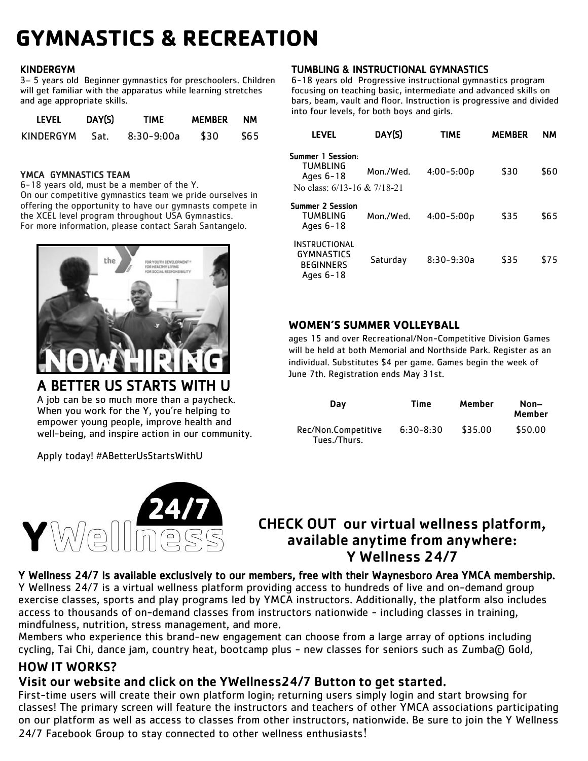# GYMNASTICS & RECREATION

### KINDERGYM

3– 5 years old Beginner gymnastics for preschoolers. Children will get familiar with the apparatus while learning stretches and age appropriate skills.

| LEVEL | DAY(S) | TIME | MEMBER | NM |
|---|---|---|---|---|
| KINDERGYM | Sat. | 8:30-9:00a | $30 | $65 |

### YMCA GYMNASTICS TEAM

6-18 years old, must be a member of the Y.
On our competitive gymnastics team we pride ourselves in offering the opportunity to have our gymnasts compete in the XCEL level program throughout USA Gymnastics.
For more information, please contact Sarah Santangelo.

NOW HIRING

## A BETTER US STARTS WITH U

A job can be so much more than a paycheck. When you work for the Y, you're helping to empower young people, improve health and well-being, and inspire action in our community.

Apply today! #ABetterUsStartsWithU

### TUMBLING & INSTRUCTIONAL GYMNASTICS

6-18 years old Progressive instructional gymnastics program focusing on teaching basic, intermediate and advanced skills on bars, beam, vault and floor. Instruction is progressive and divided into four levels, for both boys and girls.

| LEVEL | DAY(S) | TIME | MEMBER | NM |
|---|---|---|---|---|
| **Summer 1 Session:** TUMBLING Ages 6-18 No class: 6/13-16 & 7/18-21 | Mon./Wed. | 4:00-5:00p | $30 | $60 |
| **Summer 2 Session** TUMBLING Ages 6-18 | Mon./Wed. | 4:00-5:00p | $35 | $65 |
| INSTRUCTIONAL GYMNASTICS BEGINNERS Ages 6-18 | Saturday | 8:30-9:30a | $35 | $75 |

### WOMEN'S SUMMER VOLLEYBALL

ages 15 and over Recreational/Non-Competitive Division Games will be held at both Memorial and Northside Park. Register as an individual. Substitutes $4 per game. Games begin the week of June 7th. Registration ends May 31st.

| Day | Time | Member | Non–Member |
|---|---|---|---|
| Rec/Non.Competitive Tues./Thurs. | 6:30-8:30 | $35.00 | $50.00 |

Y Wellness 24/7

## CHECK OUT our virtual wellness platform, available anytime from anywhere: Y Wellness 24/7

**Y Wellness 24/7 is available exclusively to our members, free with their Waynesboro Area YMCA membership.**
Y Wellness 24/7 is a virtual wellness platform providing access to hundreds of live and on-demand group exercise classes, sports and play programs led by YMCA instructors. Additionally, the platform also includes access to thousands of on-demand classes from instructors nationwide - including classes in training, mindfulness, nutrition, stress management, and more.
Members who experience this brand-new engagement can choose from a large array of options including cycling, Tai Chi, dance jam, country heat, bootcamp plus - new classes for seniors such as Zumba© Gold,

### HOW IT WORKS?

### Visit our website and click on the YWellness24/7 Button to get started.

First-time users will create their own platform login; returning users simply login and start browsing for classes! The primary screen will feature the instructors and teachers of other YMCA associations participating on our platform as well as access to classes from other instructors, nationwide. Be sure to join the Y Wellness 24/7 Facebook Group to stay connected to other wellness enthusiasts!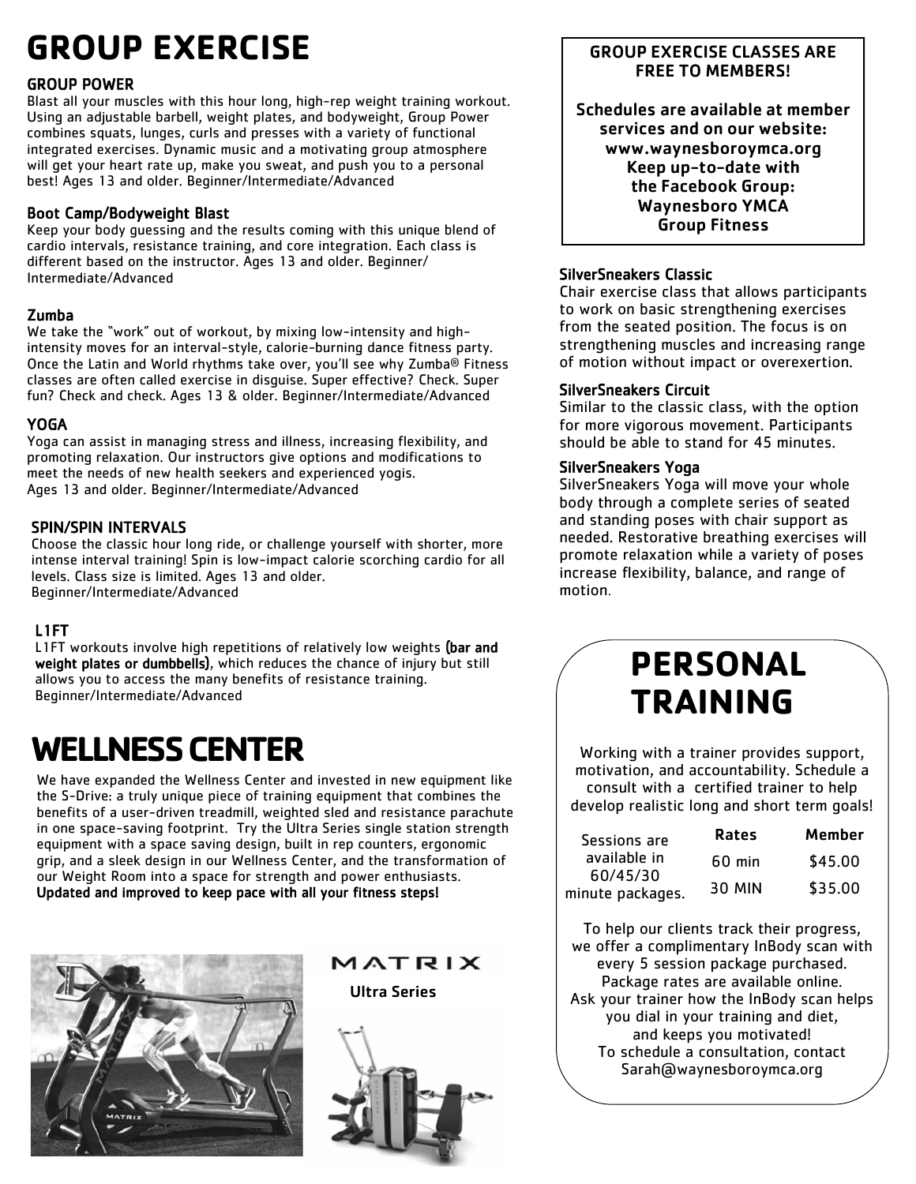# GROUP EXERCISE

### GROUP POWER

Blast all your muscles with this hour long, high-rep weight training workout. Using an adjustable barbell, weight plates, and bodyweight, Group Power combines squats, lunges, curls and presses with a variety of functional integrated exercises. Dynamic music and a motivating group atmosphere will get your heart rate up, make you sweat, and push you to a personal best! Ages 13 and older. Beginner/Intermediate/Advanced

### Boot Camp/Bodyweight Blast

Keep your body guessing and the results coming with this unique blend of cardio intervals, resistance training, and core integration. Each class is different based on the instructor. Ages 13 and older. Beginner/Intermediate/Advanced

### Zumba

We take the "work" out of workout, by mixing low-intensity and high-intensity moves for an interval-style, calorie-burning dance fitness party. Once the Latin and World rhythms take over, you'll see why Zumba® Fitness classes are often called exercise in disguise. Super effective? Check. Super fun? Check and check. Ages 13 & older. Beginner/Intermediate/Advanced

### YOGA

Yoga can assist in managing stress and illness, increasing flexibility, and promoting relaxation. Our instructors give options and modifications to meet the needs of new health seekers and experienced yogis. Ages 13 and older. Beginner/Intermediate/Advanced

### SPIN/SPIN INTERVALS

Choose the classic hour long ride, or challenge yourself with shorter, more intense interval training! Spin is low-impact calorie scorching cardio for all levels. Class size is limited. Ages 13 and older. Beginner/Intermediate/Advanced

### L1FT

L1FT workouts involve high repetitions of relatively low weights **(bar and weight plates or dumbbells)**, which reduces the chance of injury but still allows you to access the many benefits of resistance training. Beginner/Intermediate/Advanced

# WELLNESS CENTER

We have expanded the Wellness Center and invested in new equipment like the S-Drive: a truly unique piece of training equipment that combines the benefits of a user-driven treadmill, weighted sled and resistance parachute in one space-saving footprint. Try the Ultra Series single station strength equipment with a space saving design, built in rep counters, ergonomic grip, and a sleek design in our Wellness Center, and the transformation of our Weight Room into a space for strength and power enthusiasts. **Updated and improved to keep pace with all your fitness steps!**

MATRIX

Ultra Series

**GROUP EXERCISE CLASSES ARE FREE TO MEMBERS!**

**Schedules are available at member services and on our website: www.waynesboroymca.org Keep up-to-date with the Facebook Group: Waynesboro YMCA Group Fitness**

### SilverSneakers Classic

Chair exercise class that allows participants to work on basic strengthening exercises from the seated position. The focus is on strengthening muscles and increasing range of motion without impact or overexertion.

### SilverSneakers Circuit

Similar to the classic class, with the option for more vigorous movement. Participants should be able to stand for 45 minutes.

### SilverSneakers Yoga

SilverSneakers Yoga will move your whole body through a complete series of seated and standing poses with chair support as needed. Restorative breathing exercises will promote relaxation while a variety of poses increase flexibility, balance, and range of motion.

# PERSONAL TRAINING

Working with a trainer provides support, motivation, and accountability. Schedule a consult with a certified trainer to help develop realistic long and short term goals!

Sessions are available in 60/45/30 minute packages.

| Rates | Member |
|---|---|
| 60 min | $45.00 |
| 30 MIN | $35.00 |

To help our clients track their progress, we offer a complimentary InBody scan with every 5 session package purchased. Package rates are available online. Ask your trainer how the InBody scan helps you dial in your training and diet, and keeps you motivated! To schedule a consultation, contact Sarah@waynesboroymca.org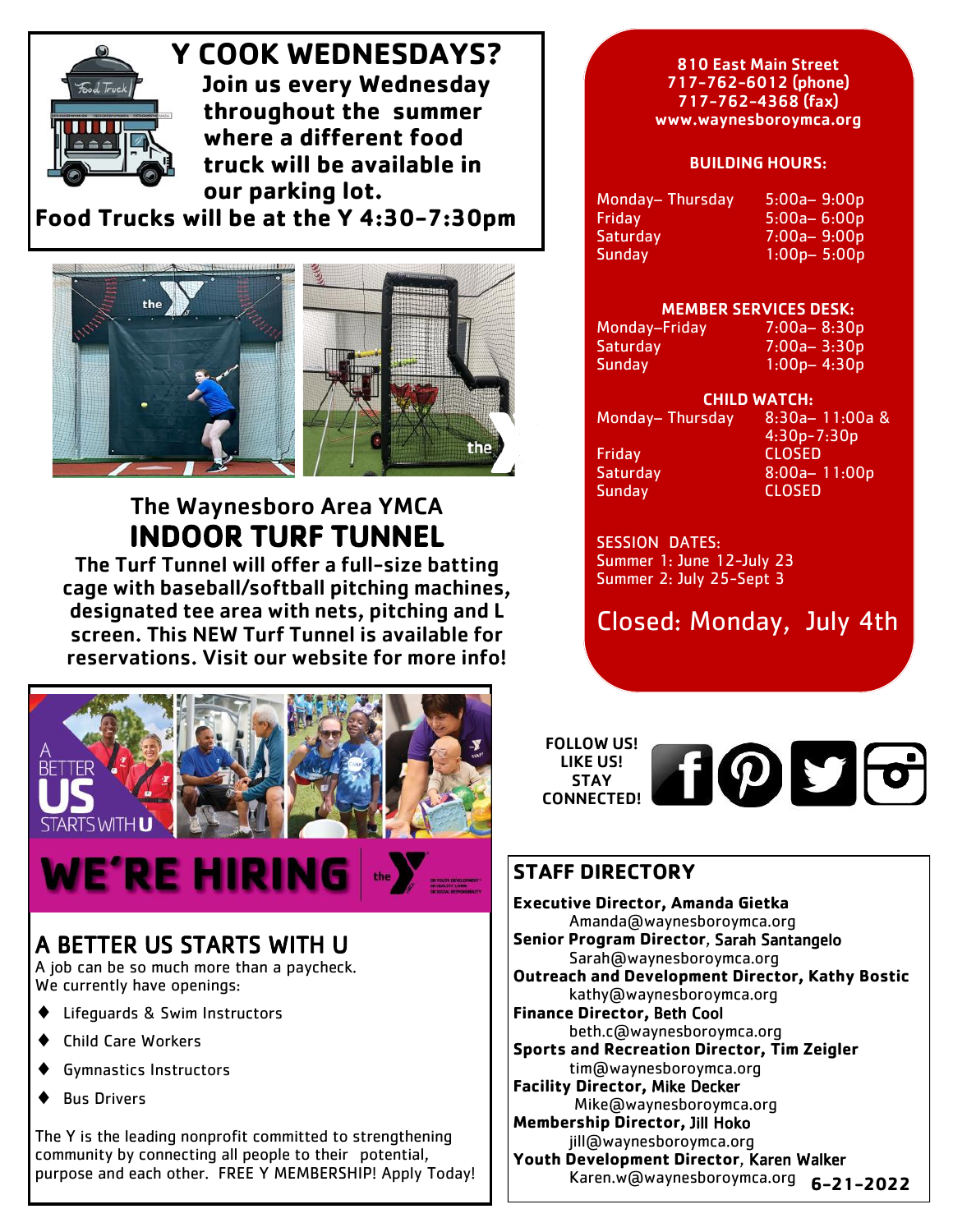# Y COOK WEDNESDAYS?

**Join us every Wednesday throughout the summer where a different food truck will be available in our parking lot.**

**Food Trucks will be at the Y 4:30-7:30pm**

## The Waynesboro Area YMCA
## INDOOR TURF TUNNEL

**The Turf Tunnel will offer a full-size batting cage with baseball/softball pitching machines, designated tee area with nets, pitching and L screen. This NEW Turf Tunnel is available for reservations. Visit our website for more info!**

A BETTER US STARTS WITH U

# WE'RE HIRING

## A BETTER US STARTS WITH U

A job can be so much more than a paycheck.
We currently have openings:

- Lifeguards & Swim Instructors
- Child Care Workers
- Gymnastics Instructors
- Bus Drivers

The Y is the leading nonprofit committed to strengthening community by connecting all people to their potential, purpose and each other. FREE Y MEMBERSHIP! Apply Today!

**810 East Main Street**
**717-762-6012 (phone)**
**717-762-4368 (fax)**
**www.waynesboroymca.org**

**BUILDING HOURS:**

| | |
|---|---|
| Monday– Thursday | 5:00a– 9:00p |
| Friday | 5:00a– 6:00p |
| Saturday | 7:00a– 9:00p |
| Sunday | 1:00p– 5:00p |

**MEMBER SERVICES DESK:**

| | |
|---|---|
| Monday–Friday | 7:00a– 8:30p |
| Saturday | 7:00a– 3:30p |
| Sunday | 1:00p– 4:30p |

**CHILD WATCH:**

| | |
|---|---|
| Monday– Thursday | 8:30a– 11:00a & 4:30p-7:30p |
| Friday | CLOSED |
| Saturday | 8:00a– 11:00p |
| Sunday | CLOSED |

SESSION DATES:
Summer 1: June 12-July 23
Summer 2: July 25-Sept 3

Closed: Monday, July 4th

**FOLLOW US! LIKE US! STAY CONNECTED!**

## STAFF DIRECTORY

**Executive Director, Amanda Gietka**
Amanda@waynesboroymca.org
**Senior Program Director, Sarah Santangelo**
Sarah@waynesboroymca.org
**Outreach and Development Director, Kathy Bostic**
kathy@waynesboroymca.org
**Finance Director, Beth Cool**
beth.c@waynesboroymca.org
**Sports and Recreation Director, Tim Zeigler**
tim@waynesboroymca.org
**Facility Director, Mike Decker**
Mike@waynesboroymca.org
**Membership Director, Jill Hoko**
jill@waynesboroymca.org
**Youth Development Director, Karen Walker**
Karen.w@waynesboroymca.org

**6-21-2022**